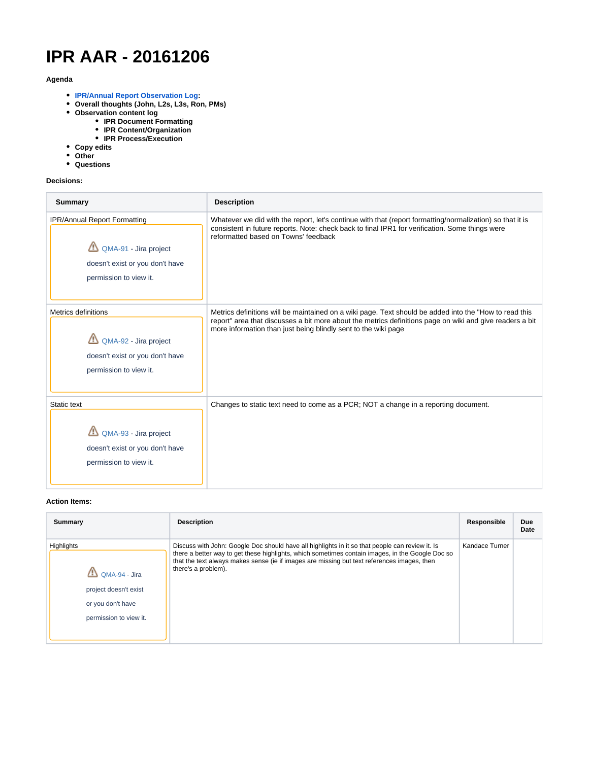# IPR AAR - 20161206

**Agenda**

- **IPR/Annual Report Observation Log:**
- **Overall thoughts (John, L2s, L3s, Ron, PMs)**
- **Observation content log**
  - **IPR Document Formatting**
  - **IPR Content/Organization**
  - **IPR Process/Execution**
- **Copy edits**
- **Other**
- **Questions**

**Decisions:**

| Summary | Description |
|---|---|
| IPR/Annual Report Formatting<br>QMA-91 - Jira project doesn't exist or you don't have permission to view it. | Whatever we did with the report, let's continue with that (report formatting/normalization) so that it is consistent in future reports. Note: check back to final IPR1 for verification. Some things were reformatted based on Towns' feedback |
| Metrics definitions<br>QMA-92 - Jira project doesn't exist or you don't have permission to view it. | Metrics definitions will be maintained on a wiki page. Text should be added into the "How to read this report" area that discusses a bit more about the metrics definitions page on wiki and give readers a bit more information than just being blindly sent to the wiki page |
| Static text<br>QMA-93 - Jira project doesn't exist or you don't have permission to view it. | Changes to static text need to come as a PCR; NOT a change in a reporting document. |

**Action Items:**

| Summary | Description | Responsible | Due Date |
|---|---|---|---|
| Highlights<br>QMA-94 - Jira project doesn't exist or you don't have permission to view it. | Discuss with John: Google Doc should have all highlights in it so that people can review it. Is there a better way to get these highlights, which sometimes contain images, in the Google Doc so that the text always makes sense (ie if images are missing but text references images, then there's a problem). | Kandace Turner | |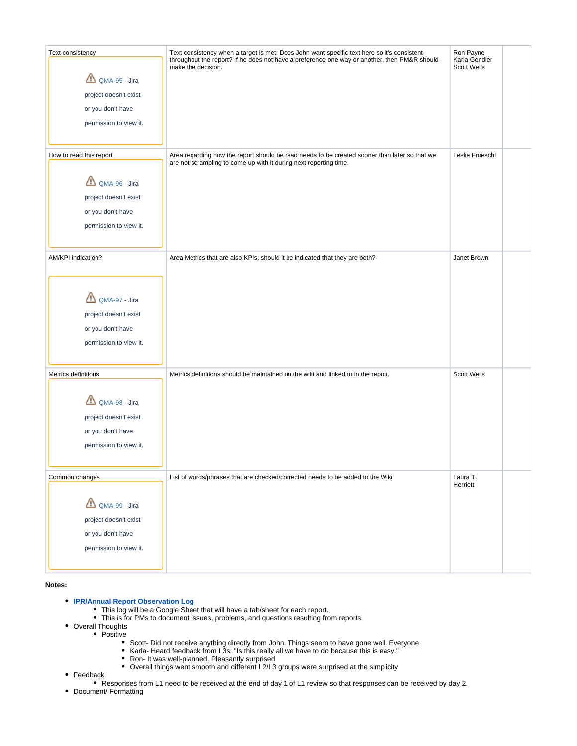| | | | |
|---|---|---|---|
| Text consistency<br>⚠ QMA-95 - Jira project doesn't exist or you don't have permission to view it. | Text consistency when a target is met: Does John want specific text here so it's consistent throughout the report? If he does not have a preference one way or another, then PM&R should make the decision. | Ron Payne<br>Karla Gendler<br>Scott Wells | |
| How to read this report<br>⚠ QMA-96 - Jira project doesn't exist or you don't have permission to view it. | Area regarding how the report should be read needs to be created sooner than later so that we are not scrambling to come up with it during next reporting time. | Leslie Froeschl | |
| AM/KPI indication?<br>⚠ QMA-97 - Jira project doesn't exist or you don't have permission to view it. | Area Metrics that are also KPIs, should it be indicated that they are both? | Janet Brown | |
| Metrics definitions<br>⚠ QMA-98 - Jira project doesn't exist or you don't have permission to view it. | Metrics definitions should be maintained on the wiki and linked to in the report. | Scott Wells | |
| Common changes<br>⚠ QMA-99 - Jira project doesn't exist or you don't have permission to view it. | List of words/phrases that are checked/corrected needs to be added to the Wiki | Laura T. Herriott | |

**Notes:**

- **IPR/Annual Report Observation Log**
  - This log will be a Google Sheet that will have a tab/sheet for each report.
  - This is for PMs to document issues, problems, and questions resulting from reports.
- Overall Thoughts
  - Positive
    - Scott- Did not receive anything directly from John. Things seem to have gone well. Everyone
    - Karla- Heard feedback from L3s: "Is this really all we have to do because this is easy."
    - Ron- It was well-planned. Pleasantly surprised
    - Overall things went smooth and different L2/L3 groups were surprised at the simplicity
- Feedback
  - Responses from L1 need to be received at the end of day 1 of L1 review so that responses can be received by day 2.
- Document/ Formatting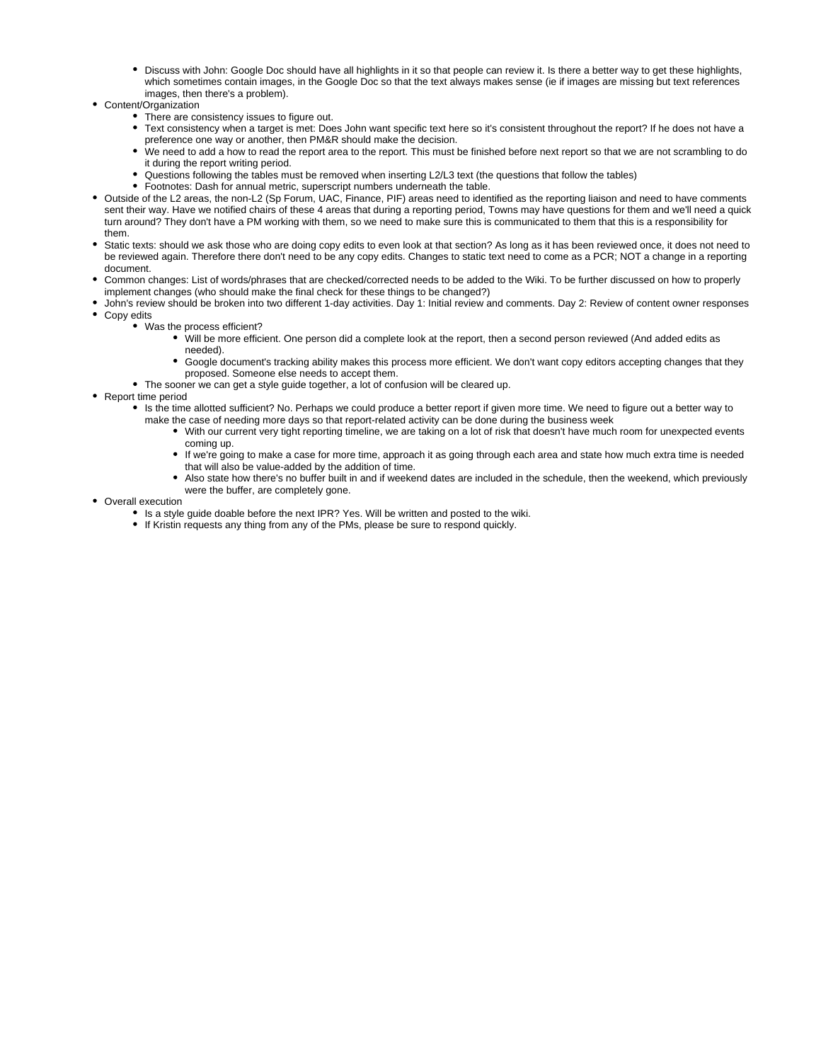- Discuss with John: Google Doc should have all highlights in it so that people can review it. Is there a better way to get these highlights, which sometimes contain images, in the Google Doc so that the text always makes sense (ie if images are missing but text references images, then there's a problem).
- Content/Organization
    - There are consistency issues to figure out.
    - Text consistency when a target is met: Does John want specific text here so it's consistent throughout the report? If he does not have a preference one way or another, then PM&R should make the decision.
    - We need to add a how to read the report area to the report. This must be finished before next report so that we are not scrambling to do it during the report writing period.
    - Questions following the tables must be removed when inserting L2/L3 text (the questions that follow the tables)
    - Footnotes: Dash for annual metric, superscript numbers underneath the table.
- Outside of the L2 areas, the non-L2 (Sp Forum, UAC, Finance, PIF) areas need to identified as the reporting liaison and need to have comments sent their way. Have we notified chairs of these 4 areas that during a reporting period, Towns may have questions for them and we'll need a quick turn around? They don't have a PM working with them, so we need to make sure this is communicated to them that this is a responsibility for them.
- Static texts: should we ask those who are doing copy edits to even look at that section? As long as it has been reviewed once, it does not need to be reviewed again. Therefore there don't need to be any copy edits. Changes to static text need to come as a PCR; NOT a change in a reporting document.
- Common changes: List of words/phrases that are checked/corrected needs to be added to the Wiki. To be further discussed on how to properly implement changes (who should make the final check for these things to be changed?)
- John's review should be broken into two different 1-day activities. Day 1: Initial review and comments. Day 2: Review of content owner responses
- Copy edits
    - Was the process efficient?
        - Will be more efficient. One person did a complete look at the report, then a second person reviewed (And added edits as needed).
        - Google document's tracking ability makes this process more efficient. We don't want copy editors accepting changes that they proposed. Someone else needs to accept them.
    - The sooner we can get a style guide together, a lot of confusion will be cleared up.
- Report time period
    - Is the time allotted sufficient? No. Perhaps we could produce a better report if given more time. We need to figure out a better way to make the case of needing more days so that report-related activity can be done during the business week
        - With our current very tight reporting timeline, we are taking on a lot of risk that doesn't have much room for unexpected events coming up.
        - If we're going to make a case for more time, approach it as going through each area and state how much extra time is needed that will also be value-added by the addition of time.
        - Also state how there's no buffer built in and if weekend dates are included in the schedule, then the weekend, which previously were the buffer, are completely gone.
- Overall execution
    - Is a style guide doable before the next IPR? Yes. Will be written and posted to the wiki.
    - If Kristin requests any thing from any of the PMs, please be sure to respond quickly.